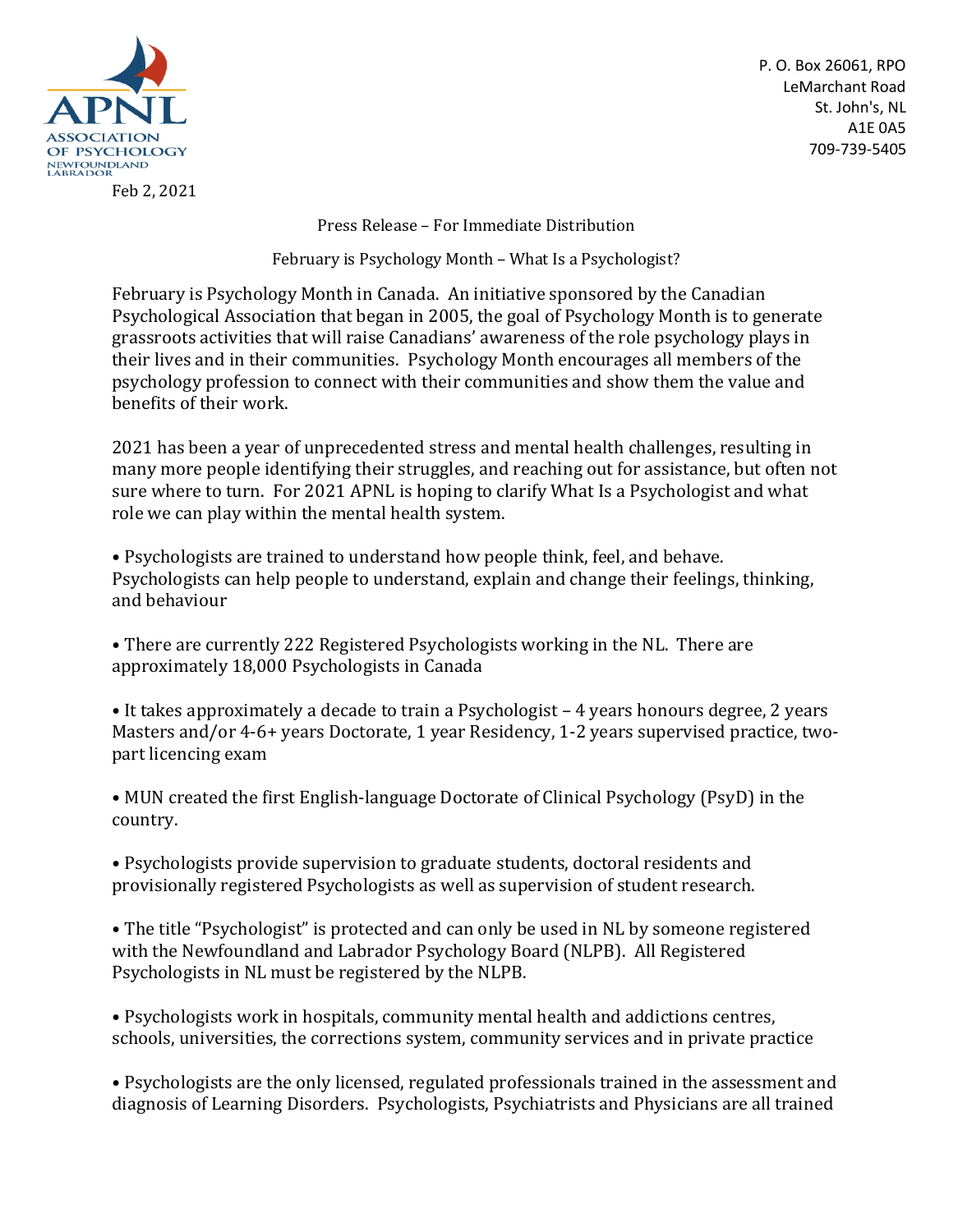APNL
ASSOCIATION OF PSYCHOLOGY NEWFOUNDLAND LABRADOR

P. O. Box 26061, RPO
LeMarchant Road
St. John's, NL
A1E 0A5
709-739-5405

Feb 2, 2021

Press Release – For Immediate Distribution

February is Psychology Month – What Is a Psychologist?

February is Psychology Month in Canada. An initiative sponsored by the Canadian Psychological Association that began in 2005, the goal of Psychology Month is to generate grassroots activities that will raise Canadians' awareness of the role psychology plays in their lives and in their communities. Psychology Month encourages all members of the psychology profession to connect with their communities and show them the value and benefits of their work.

2021 has been a year of unprecedented stress and mental health challenges, resulting in many more people identifying their struggles, and reaching out for assistance, but often not sure where to turn. For 2021 APNL is hoping to clarify What Is a Psychologist and what role we can play within the mental health system.

- Psychologists are trained to understand how people think, feel, and behave. Psychologists can help people to understand, explain and change their feelings, thinking, and behaviour

- There are currently 222 Registered Psychologists working in the NL. There are approximately 18,000 Psychologists in Canada

- It takes approximately a decade to train a Psychologist – 4 years honours degree, 2 years Masters and/or 4-6+ years Doctorate, 1 year Residency, 1-2 years supervised practice, two-part licencing exam

- MUN created the first English-language Doctorate of Clinical Psychology (PsyD) in the country.

- Psychologists provide supervision to graduate students, doctoral residents and provisionally registered Psychologists as well as supervision of student research.

- The title "Psychologist" is protected and can only be used in NL by someone registered with the Newfoundland and Labrador Psychology Board (NLPB). All Registered Psychologists in NL must be registered by the NLPB.

- Psychologists work in hospitals, community mental health and addictions centres, schools, universities, the corrections system, community services and in private practice

- Psychologists are the only licensed, regulated professionals trained in the assessment and diagnosis of Learning Disorders. Psychologists, Psychiatrists and Physicians are all trained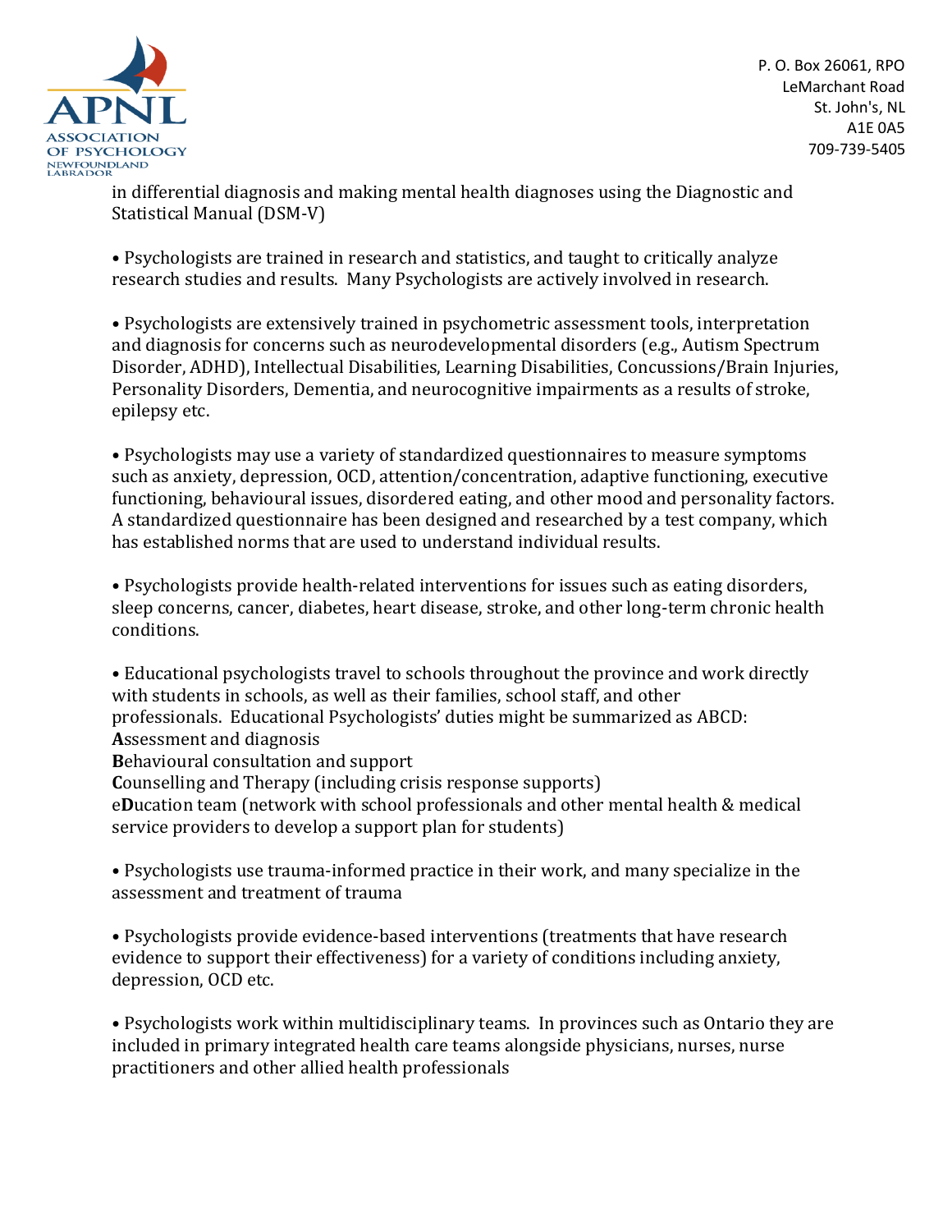in differential diagnosis and making mental health diagnoses using the Diagnostic and Statistical Manual (DSM-V)

• Psychologists are trained in research and statistics, and taught to critically analyze research studies and results. Many Psychologists are actively involved in research.

• Psychologists are extensively trained in psychometric assessment tools, interpretation and diagnosis for concerns such as neurodevelopmental disorders (e.g., Autism Spectrum Disorder, ADHD), Intellectual Disabilities, Learning Disabilities, Concussions/Brain Injuries, Personality Disorders, Dementia, and neurocognitive impairments as a results of stroke, epilepsy etc.

• Psychologists may use a variety of standardized questionnaires to measure symptoms such as anxiety, depression, OCD, attention/concentration, adaptive functioning, executive functioning, behavioural issues, disordered eating, and other mood and personality factors. A standardized questionnaire has been designed and researched by a test company, which has established norms that are used to understand individual results.

• Psychologists provide health-related interventions for issues such as eating disorders, sleep concerns, cancer, diabetes, heart disease, stroke, and other long-term chronic health conditions.

• Educational psychologists travel to schools throughout the province and work directly with students in schools, as well as their families, school staff, and other professionals. Educational Psychologists' duties might be summarized as ABCD:
**A**ssessment and diagnosis
**B**ehavioural consultation and support
**C**ounselling and Therapy (including crisis response supports)
e**D**ucation team (network with school professionals and other mental health & medical service providers to develop a support plan for students)

• Psychologists use trauma-informed practice in their work, and many specialize in the assessment and treatment of trauma

• Psychologists provide evidence-based interventions (treatments that have research evidence to support their effectiveness) for a variety of conditions including anxiety, depression, OCD etc.

• Psychologists work within multidisciplinary teams. In provinces such as Ontario they are included in primary integrated health care teams alongside physicians, nurses, nurse practitioners and other allied health professionals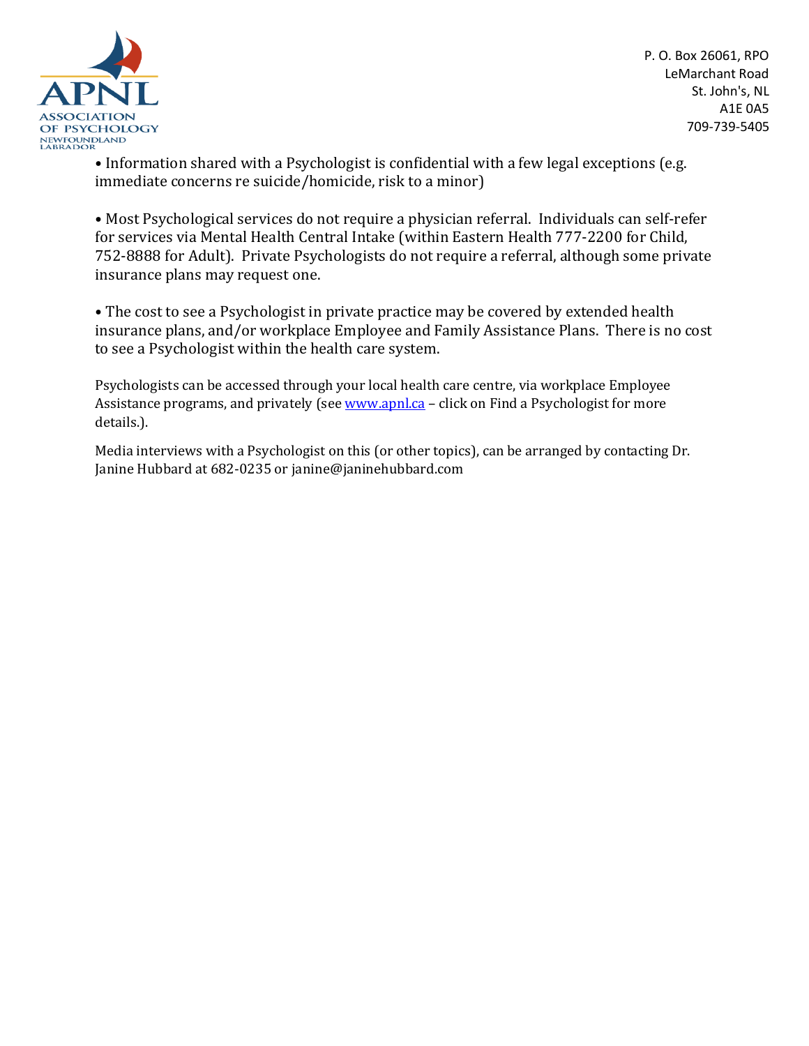• Information shared with a Psychologist is confidential with a few legal exceptions (e.g. immediate concerns re suicide/homicide, risk to a minor)

• Most Psychological services do not require a physician referral. Individuals can self-refer for services via Mental Health Central Intake (within Eastern Health 777-2200 for Child, 752-8888 for Adult). Private Psychologists do not require a referral, although some private insurance plans may request one.

• The cost to see a Psychologist in private practice may be covered by extended health insurance plans, and/or workplace Employee and Family Assistance Plans. There is no cost to see a Psychologist within the health care system.

Psychologists can be accessed through your local health care centre, via workplace Employee Assistance programs, and privately (see www.apnl.ca – click on Find a Psychologist for more details.).

Media interviews with a Psychologist on this (or other topics), can be arranged by contacting Dr. Janine Hubbard at 682-0235 or janine@janinehubbard.com